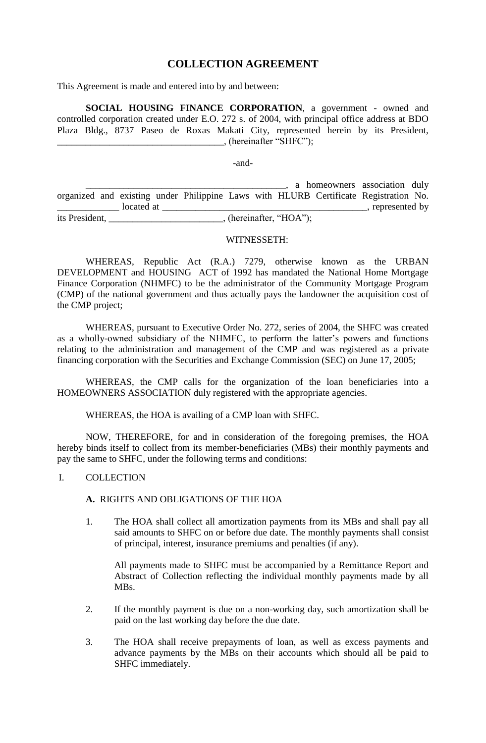# COLLECTION AGREEMENT

This Agreement is made and entered into by and between:

**SOCIAL HOUSING FINANCE CORPORATION**, a government - owned and controlled corporation created under E.O. 272 s. of 2004, with principal office address at BDO Plaza Bldg., 8737 Paseo de Roxas Makati City, represented herein by its President, ___________________________________, (hereinafter "SHFC");

-and-

__________________________________________, a homeowners association duly organized and existing under Philippine Laws with HLURB Certificate Registration No. _____________ located at ____________________________________________, represented by its President, ________________________, (hereinafter, "HOA");

WITNESSETH:

WHEREAS, Republic Act (R.A.) 7279, otherwise known as the URBAN DEVELOPMENT and HOUSING ACT of 1992 has mandated the National Home Mortgage Finance Corporation (NHMFC) to be the administrator of the Community Mortgage Program (CMP) of the national government and thus actually pays the landowner the acquisition cost of the CMP project;

WHEREAS, pursuant to Executive Order No. 272, series of 2004, the SHFC was created as a wholly-owned subsidiary of the NHMFC, to perform the latter's powers and functions relating to the administration and management of the CMP and was registered as a private financing corporation with the Securities and Exchange Commission (SEC) on June 17, 2005;

WHEREAS, the CMP calls for the organization of the loan beneficiaries into a HOMEOWNERS ASSOCIATION duly registered with the appropriate agencies.

WHEREAS, the HOA is availing of a CMP loan with SHFC.

NOW, THEREFORE, for and in consideration of the foregoing premises, the HOA hereby binds itself to collect from its member-beneficiaries (MBs) their monthly payments and pay the same to SHFC, under the following terms and conditions:

I. COLLECTION

**A.** RIGHTS AND OBLIGATIONS OF THE HOA

1. The HOA shall collect all amortization payments from its MBs and shall pay all said amounts to SHFC on or before due date. The monthly payments shall consist of principal, interest, insurance premiums and penalties (if any).

   All payments made to SHFC must be accompanied by a Remittance Report and Abstract of Collection reflecting the individual monthly payments made by all MBs.

2. If the monthly payment is due on a non-working day, such amortization shall be paid on the last working day before the due date.

3. The HOA shall receive prepayments of loan, as well as excess payments and advance payments by the MBs on their accounts which should all be paid to SHFC immediately.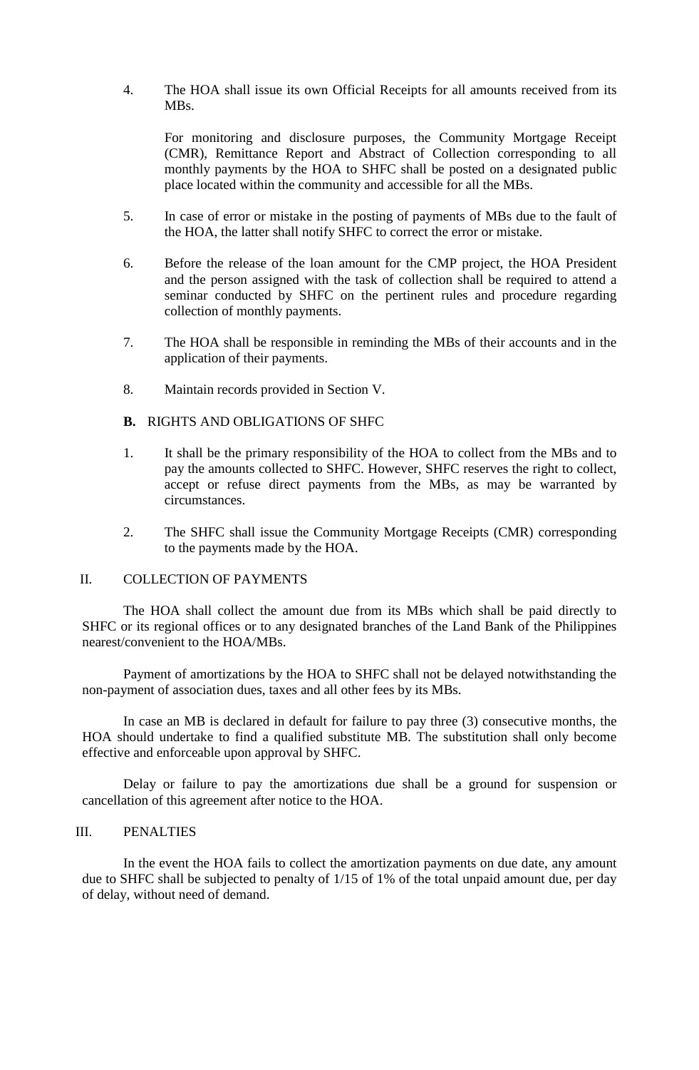4. The HOA shall issue its own Official Receipts for all amounts received from its MBs.

   For monitoring and disclosure purposes, the Community Mortgage Receipt (CMR), Remittance Report and Abstract of Collection corresponding to all monthly payments by the HOA to SHFC shall be posted on a designated public place located within the community and accessible for all the MBs.

5. In case of error or mistake in the posting of payments of MBs due to the fault of the HOA, the latter shall notify SHFC to correct the error or mistake.

6. Before the release of the loan amount for the CMP project, the HOA President and the person assigned with the task of collection shall be required to attend a seminar conducted by SHFC on the pertinent rules and procedure regarding collection of monthly payments.

7. The HOA shall be responsible in reminding the MBs of their accounts and in the application of their payments.

8. Maintain records provided in Section V.

**B.** RIGHTS AND OBLIGATIONS OF SHFC

1. It shall be the primary responsibility of the HOA to collect from the MBs and to pay the amounts collected to SHFC. However, SHFC reserves the right to collect, accept or refuse direct payments from the MBs, as may be warranted by circumstances.

2. The SHFC shall issue the Community Mortgage Receipts (CMR) corresponding to the payments made by the HOA.

II. COLLECTION OF PAYMENTS

The HOA shall collect the amount due from its MBs which shall be paid directly to SHFC or its regional offices or to any designated branches of the Land Bank of the Philippines nearest/convenient to the HOA/MBs.

Payment of amortizations by the HOA to SHFC shall not be delayed notwithstanding the non-payment of association dues, taxes and all other fees by its MBs.

In case an MB is declared in default for failure to pay three (3) consecutive months, the HOA should undertake to find a qualified substitute MB. The substitution shall only become effective and enforceable upon approval by SHFC.

Delay or failure to pay the amortizations due shall be a ground for suspension or cancellation of this agreement after notice to the HOA.

III. PENALTIES

In the event the HOA fails to collect the amortization payments on due date, any amount due to SHFC shall be subjected to penalty of 1/15 of 1% of the total unpaid amount due, per day of delay, without need of demand.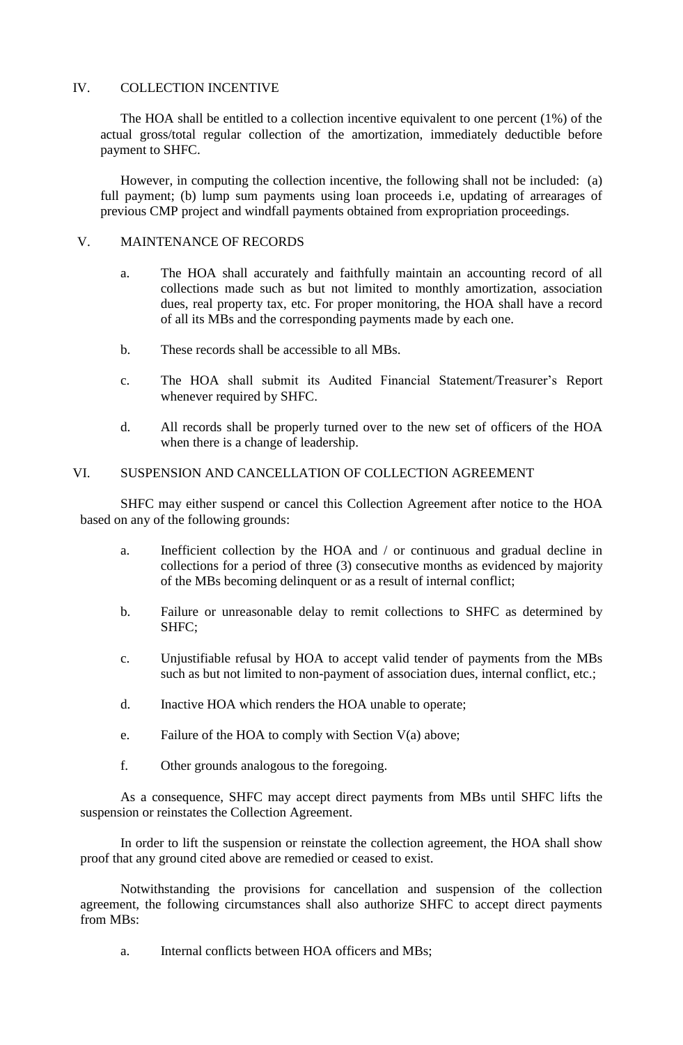## IV. COLLECTION INCENTIVE

The HOA shall be entitled to a collection incentive equivalent to one percent (1%) of the actual gross/total regular collection of the amortization, immediately deductible before payment to SHFC.

However, in computing the collection incentive, the following shall not be included: (a) full payment; (b) lump sum payments using loan proceeds i.e, updating of arrearages of previous CMP project and windfall payments obtained from expropriation proceedings.

## V. MAINTENANCE OF RECORDS

a. The HOA shall accurately and faithfully maintain an accounting record of all collections made such as but not limited to monthly amortization, association dues, real property tax, etc. For proper monitoring, the HOA shall have a record of all its MBs and the corresponding payments made by each one.

b. These records shall be accessible to all MBs.

c. The HOA shall submit its Audited Financial Statement/Treasurer's Report whenever required by SHFC.

d. All records shall be properly turned over to the new set of officers of the HOA when there is a change of leadership.

## VI. SUSPENSION AND CANCELLATION OF COLLECTION AGREEMENT

SHFC may either suspend or cancel this Collection Agreement after notice to the HOA based on any of the following grounds:

a. Inefficient collection by the HOA and / or continuous and gradual decline in collections for a period of three (3) consecutive months as evidenced by majority of the MBs becoming delinquent or as a result of internal conflict;

b. Failure or unreasonable delay to remit collections to SHFC as determined by SHFC;

c. Unjustifiable refusal by HOA to accept valid tender of payments from the MBs such as but not limited to non-payment of association dues, internal conflict, etc.;

d. Inactive HOA which renders the HOA unable to operate;

e. Failure of the HOA to comply with Section V(a) above;

f. Other grounds analogous to the foregoing.

As a consequence, SHFC may accept direct payments from MBs until SHFC lifts the suspension or reinstates the Collection Agreement.

In order to lift the suspension or reinstate the collection agreement, the HOA shall show proof that any ground cited above are remedied or ceased to exist.

Notwithstanding the provisions for cancellation and suspension of the collection agreement, the following circumstances shall also authorize SHFC to accept direct payments from MBs:

a. Internal conflicts between HOA officers and MBs;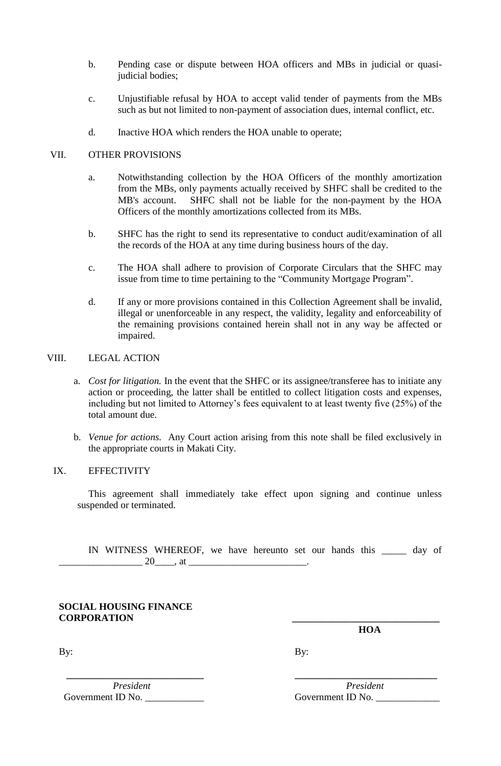b. Pending case or dispute between HOA officers and MBs in judicial or quasi-judicial bodies;

c. Unjustifiable refusal by HOA to accept valid tender of payments from the MBs such as but not limited to non-payment of association dues, internal conflict, etc.

d. Inactive HOA which renders the HOA unable to operate;

## VII. OTHER PROVISIONS

a. Notwithstanding collection by the HOA Officers of the monthly amortization from the MBs, only payments actually received by SHFC shall be credited to the MB's account. SHFC shall not be liable for the non-payment by the HOA Officers of the monthly amortizations collected from its MBs.

b. SHFC has the right to send its representative to conduct audit/examination of all the records of the HOA at any time during business hours of the day.

c. The HOA shall adhere to provision of Corporate Circulars that the SHFC may issue from time to time pertaining to the "Community Mortgage Program".

d. If any or more provisions contained in this Collection Agreement shall be invalid, illegal or unenforceable in any respect, the validity, legality and enforceability of the remaining provisions contained herein shall not in any way be affected or impaired.

## VIII. LEGAL ACTION

a. *Cost for litigation.* In the event that the SHFC or its assignee/transferee has to initiate any action or proceeding, the latter shall be entitled to collect litigation costs and expenses, including but not limited to Attorney's fees equivalent to at least twenty five (25%) of the total amount due.

b. *Venue for actions.* Any Court action arising from this note shall be filed exclusively in the appropriate courts in Makati City.

## IX. EFFECTIVITY

This agreement shall immediately take effect upon signing and continue unless suspended or terminated.

IN WITNESS WHEREOF, we have hereunto set our hands this _____ day of _________________ 20____, at ________________________.

**SOCIAL HOUSING FINANCE CORPORATION**

By:

____________________________
*President*
Government ID No. ____________

______________________________
**HOA**

By:

____________________________
*President*
Government ID No. _____________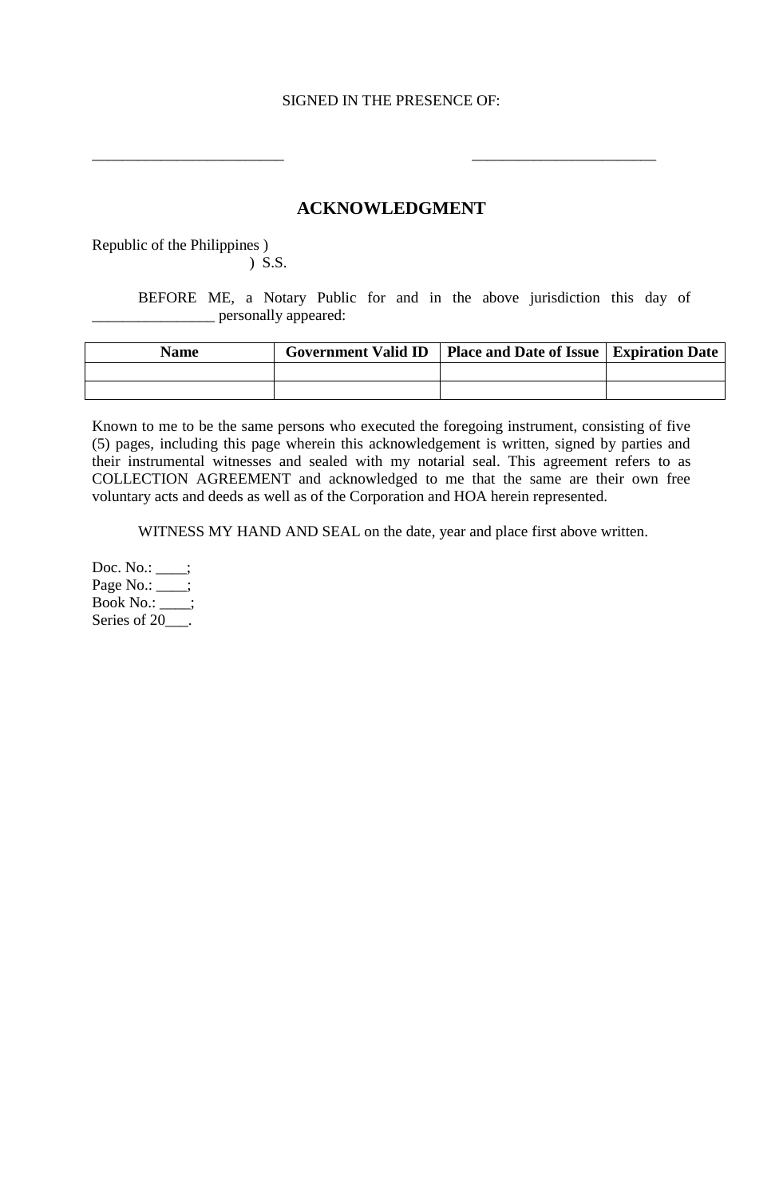SIGNED IN THE PRESENCE OF:

________________________ ________________________

## ACKNOWLEDGMENT

Republic of the Philippines )
) S.S.

BEFORE ME, a Notary Public for and in the above jurisdiction this day of ________________ personally appeared:

| Name | Government Valid ID | Place and Date of Issue | Expiration Date |
|---|---|---|---|
| | | | |
| | | | |

Known to me to be the same persons who executed the foregoing instrument, consisting of five (5) pages, including this page wherein this acknowledgement is written, signed by parties and their instrumental witnesses and sealed with my notarial seal. This agreement refers to as COLLECTION AGREEMENT and acknowledged to me that the same are their own free voluntary acts and deeds as well as of the Corporation and HOA herein represented.

WITNESS MY HAND AND SEAL on the date, year and place first above written.

Doc. No.: ____;
Page No.: ____;
Book No.: ____;
Series of 20___.